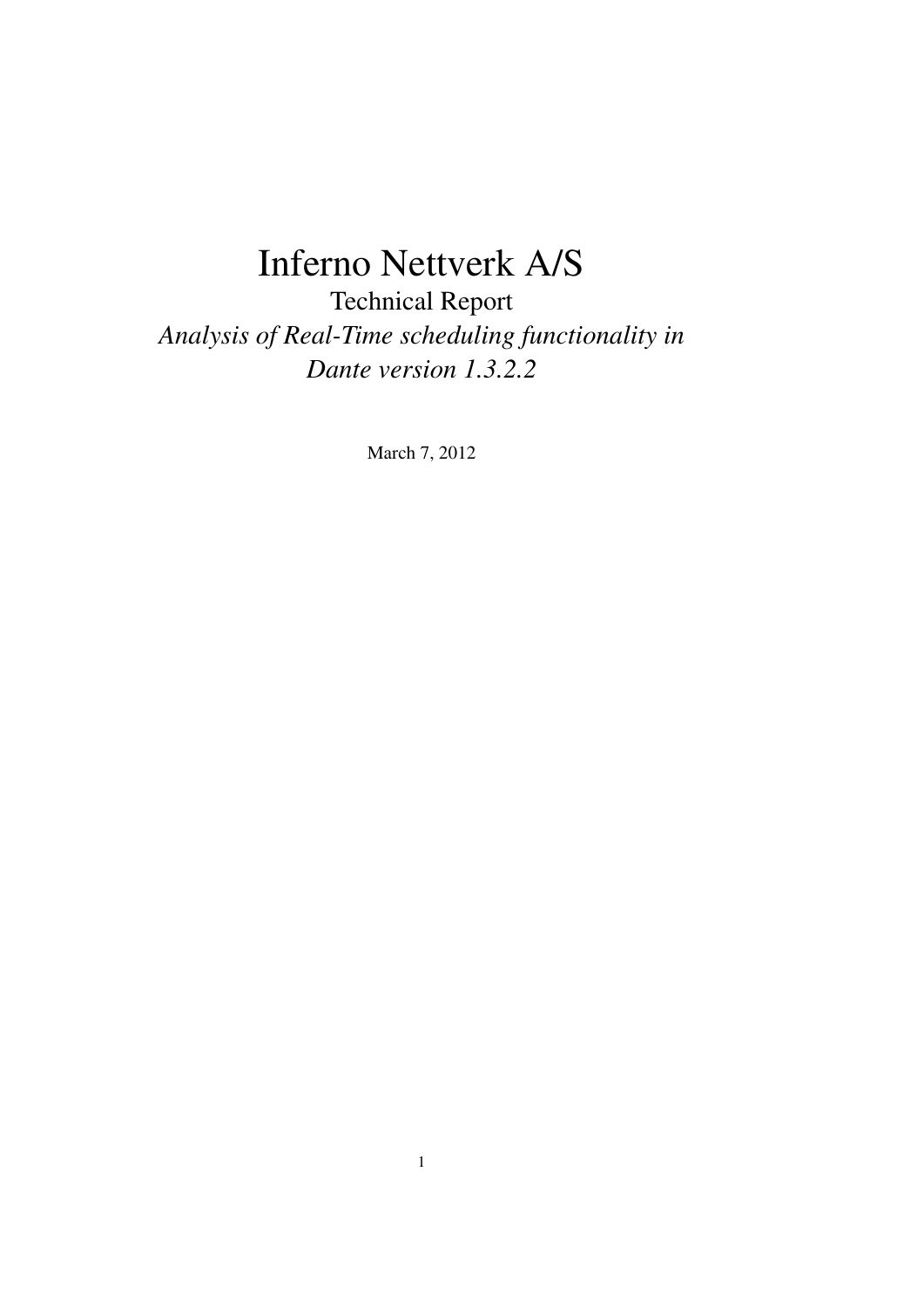# Inferno Nettverk A/S

Technical Report

*Analysis of Real-Time scheduling functionality in Dante version 1.3.2.2*

March 7, 2012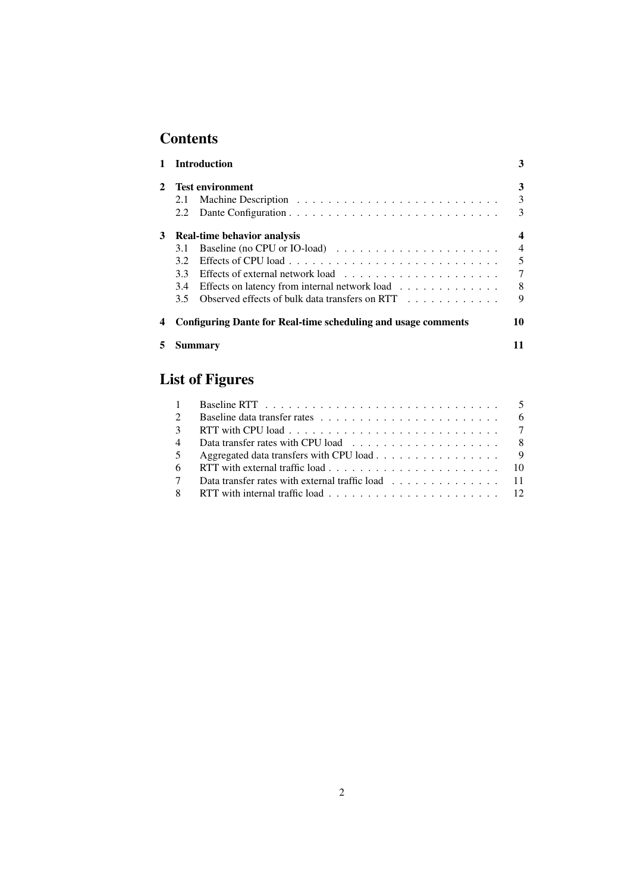# Contents

| | | |
|---|---|---|
| **1** | **Introduction** | **3** |
| **2** | **Test environment** | **3** |
| 2.1 | Machine Description | 3 |
| 2.2 | Dante Configuration | 3 |
| **3** | **Real-time behavior analysis** | **4** |
| 3.1 | Baseline (no CPU or IO-load) | 4 |
| 3.2 | Effects of CPU load | 5 |
| 3.3 | Effects of external network load | 7 |
| 3.4 | Effects on latency from internal network load | 8 |
| 3.5 | Observed effects of bulk data transfers on RTT | 9 |
| **4** | **Configuring Dante for Real-time scheduling and usage comments** | **10** |
| **5** | **Summary** | **11** |

# List of Figures

| | | |
|---|---|---|
| 1 | Baseline RTT | 5 |
| 2 | Baseline data transfer rates | 6 |
| 3 | RTT with CPU load | 7 |
| 4 | Data transfer rates with CPU load | 8 |
| 5 | Aggregated data transfers with CPU load | 9 |
| 6 | RTT with external traffic load | 10 |
| 7 | Data transfer rates with external traffic load | 11 |
| 8 | RTT with internal traffic load | 12 |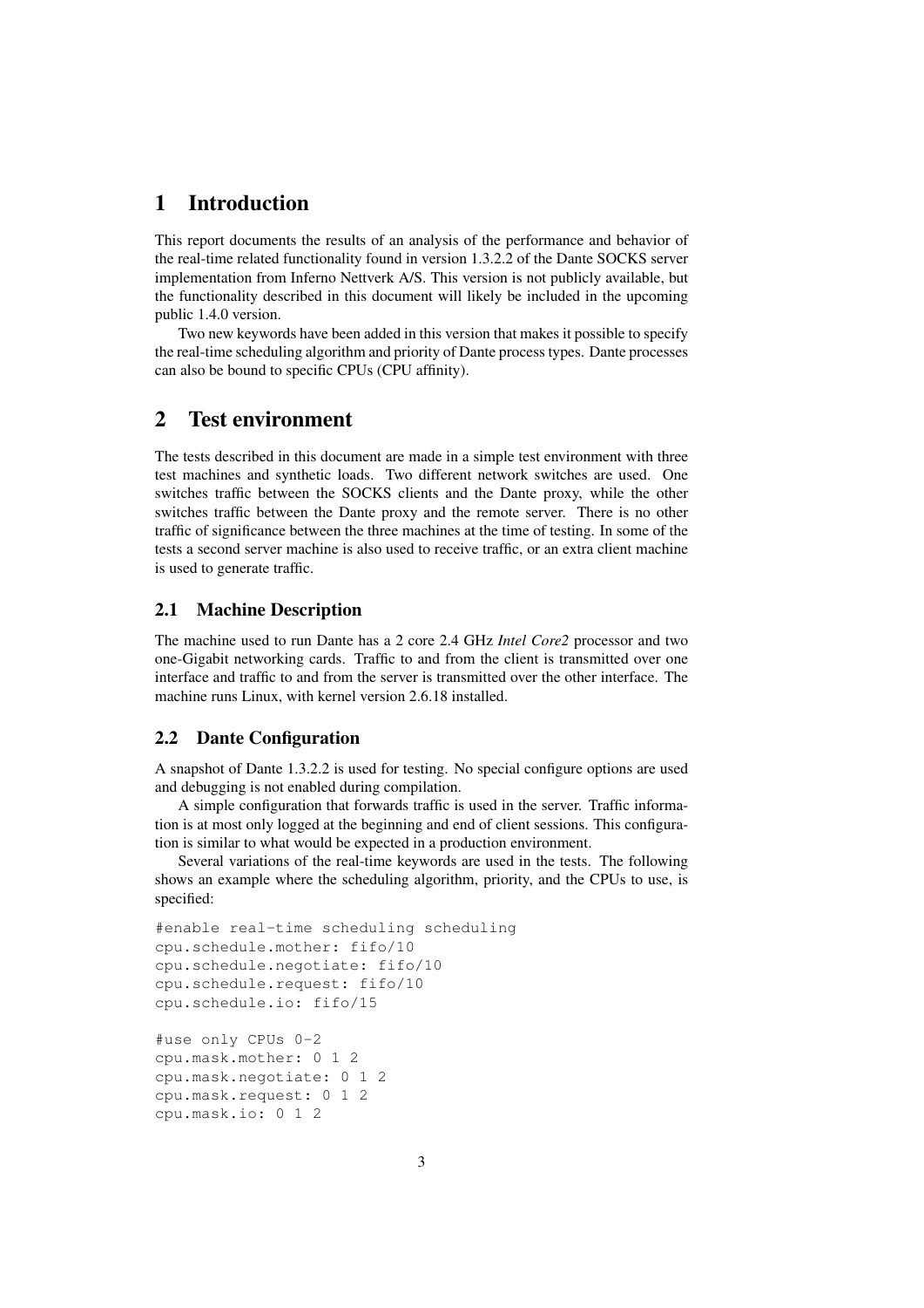# 1 Introduction

This report documents the results of an analysis of the performance and behavior of the real-time related functionality found in version 1.3.2.2 of the Dante SOCKS server implementation from Inferno Nettverk A/S. This version is not publicly available, but the functionality described in this document will likely be included in the upcoming public 1.4.0 version.

Two new keywords have been added in this version that makes it possible to specify the real-time scheduling algorithm and priority of Dante process types. Dante processes can also be bound to specific CPUs (CPU affinity).

# 2 Test environment

The tests described in this document are made in a simple test environment with three test machines and synthetic loads. Two different network switches are used. One switches traffic between the SOCKS clients and the Dante proxy, while the other switches traffic between the Dante proxy and the remote server. There is no other traffic of significance between the three machines at the time of testing. In some of the tests a second server machine is also used to receive traffic, or an extra client machine is used to generate traffic.

## 2.1 Machine Description

The machine used to run Dante has a 2 core 2.4 GHz *Intel Core2* processor and two one-Gigabit networking cards. Traffic to and from the client is transmitted over one interface and traffic to and from the server is transmitted over the other interface. The machine runs Linux, with kernel version 2.6.18 installed.

## 2.2 Dante Configuration

A snapshot of Dante 1.3.2.2 is used for testing. No special configure options are used and debugging is not enabled during compilation.

A simple configuration that forwards traffic is used in the server. Traffic information is at most only logged at the beginning and end of client sessions. This configuration is similar to what would be expected in a production environment.

Several variations of the real-time keywords are used in the tests. The following shows an example where the scheduling algorithm, priority, and the CPUs to use, is specified:

```
#enable real-time scheduling scheduling
cpu.schedule.mother: fifo/10
cpu.schedule.negotiate: fifo/10
cpu.schedule.request: fifo/10
cpu.schedule.io: fifo/15

#use only CPUs 0-2
cpu.mask.mother: 0 1 2
cpu.mask.negotiate: 0 1 2
cpu.mask.request: 0 1 2
cpu.mask.io: 0 1 2
```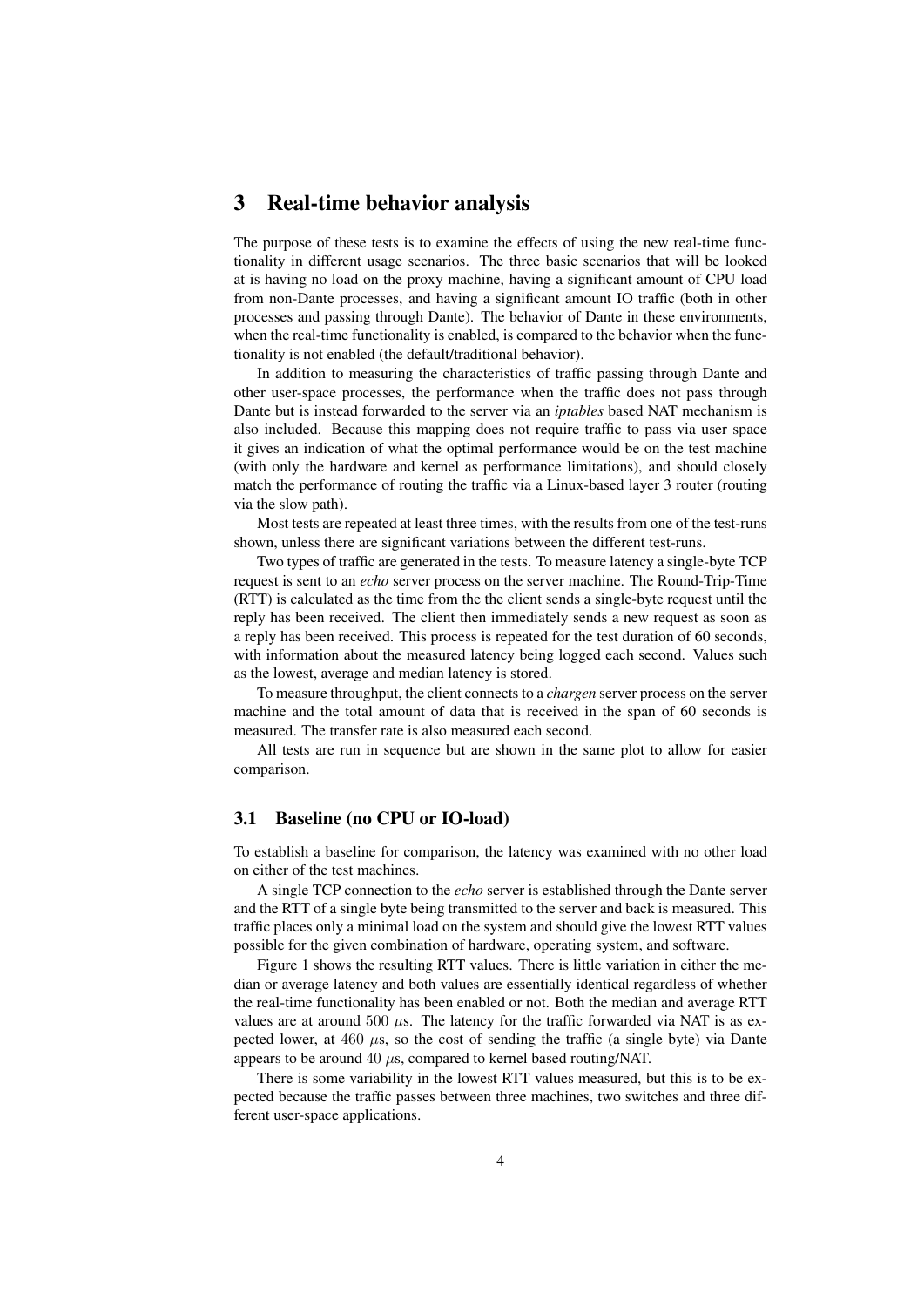# 3 Real-time behavior analysis

The purpose of these tests is to examine the effects of using the new real-time functionality in different usage scenarios. The three basic scenarios that will be looked at is having no load on the proxy machine, having a significant amount of CPU load from non-Dante processes, and having a significant amount IO traffic (both in other processes and passing through Dante). The behavior of Dante in these environments, when the real-time functionality is enabled, is compared to the behavior when the functionality is not enabled (the default/traditional behavior).

In addition to measuring the characteristics of traffic passing through Dante and other user-space processes, the performance when the traffic does not pass through Dante but is instead forwarded to the server via an *iptables* based NAT mechanism is also included. Because this mapping does not require traffic to pass via user space it gives an indication of what the optimal performance would be on the test machine (with only the hardware and kernel as performance limitations), and should closely match the performance of routing the traffic via a Linux-based layer 3 router (routing via the slow path).

Most tests are repeated at least three times, with the results from one of the test-runs shown, unless there are significant variations between the different test-runs.

Two types of traffic are generated in the tests. To measure latency a single-byte TCP request is sent to an *echo* server process on the server machine. The Round-Trip-Time (RTT) is calculated as the time from the the client sends a single-byte request until the reply has been received. The client then immediately sends a new request as soon as a reply has been received. This process is repeated for the test duration of 60 seconds, with information about the measured latency being logged each second. Values such as the lowest, average and median latency is stored.

To measure throughput, the client connects to a *chargen* server process on the server machine and the total amount of data that is received in the span of 60 seconds is measured. The transfer rate is also measured each second.

All tests are run in sequence but are shown in the same plot to allow for easier comparison.

## 3.1 Baseline (no CPU or IO-load)

To establish a baseline for comparison, the latency was examined with no other load on either of the test machines.

A single TCP connection to the *echo* server is established through the Dante server and the RTT of a single byte being transmitted to the server and back is measured. This traffic places only a minimal load on the system and should give the lowest RTT values possible for the given combination of hardware, operating system, and software.

Figure 1 shows the resulting RTT values. There is little variation in either the median or average latency and both values are essentially identical regardless of whether the real-time functionality has been enabled or not. Both the median and average RTT values are at around $500$ $\mu$s. The latency for the traffic forwarded via NAT is as expected lower, at $460$ $\mu$s, so the cost of sending the traffic (a single byte) via Dante appears to be around $40$ $\mu$s, compared to kernel based routing/NAT.

There is some variability in the lowest RTT values measured, but this is to be expected because the traffic passes between three machines, two switches and three different user-space applications.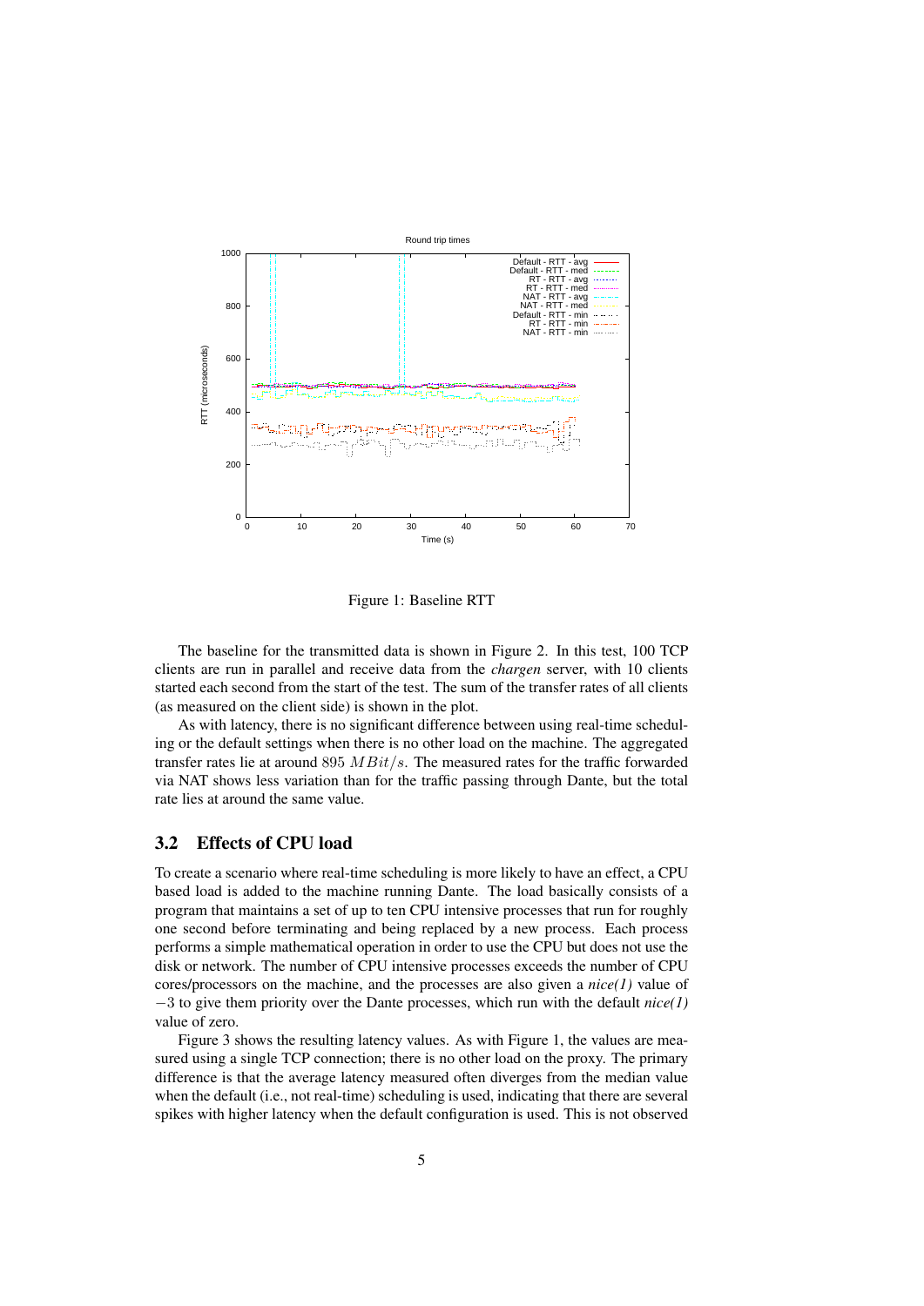Figure 1: Baseline RTT

The baseline for the transmitted data is shown in Figure 2. In this test, 100 TCP clients are run in parallel and receive data from the *chargen* server, with 10 clients started each second from the start of the test. The sum of the transfer rates of all clients (as measured on the client side) is shown in the plot.

As with latency, there is no significant difference between using real-time scheduling or the default settings when there is no other load on the machine. The aggregated transfer rates lie at around $895\ MBit/s$. The measured rates for the traffic forwarded via NAT shows less variation than for the traffic passing through Dante, but the total rate lies at around the same value.

## 3.2 Effects of CPU load

To create a scenario where real-time scheduling is more likely to have an effect, a CPU based load is added to the machine running Dante. The load basically consists of a program that maintains a set of up to ten CPU intensive processes that run for roughly one second before terminating and being replaced by a new process. Each process performs a simple mathematical operation in order to use the CPU but does not use the disk or network. The number of CPU intensive processes exceeds the number of CPU cores/processors on the machine, and the processes are also given a *nice(1)* value of $-3$ to give them priority over the Dante processes, which run with the default *nice(1)* value of zero.

Figure 3 shows the resulting latency values. As with Figure 1, the values are measured using a single TCP connection; there is no other load on the proxy. The primary difference is that the average latency measured often diverges from the median value when the default (i.e., not real-time) scheduling is used, indicating that there are several spikes with higher latency when the default configuration is used. This is not observed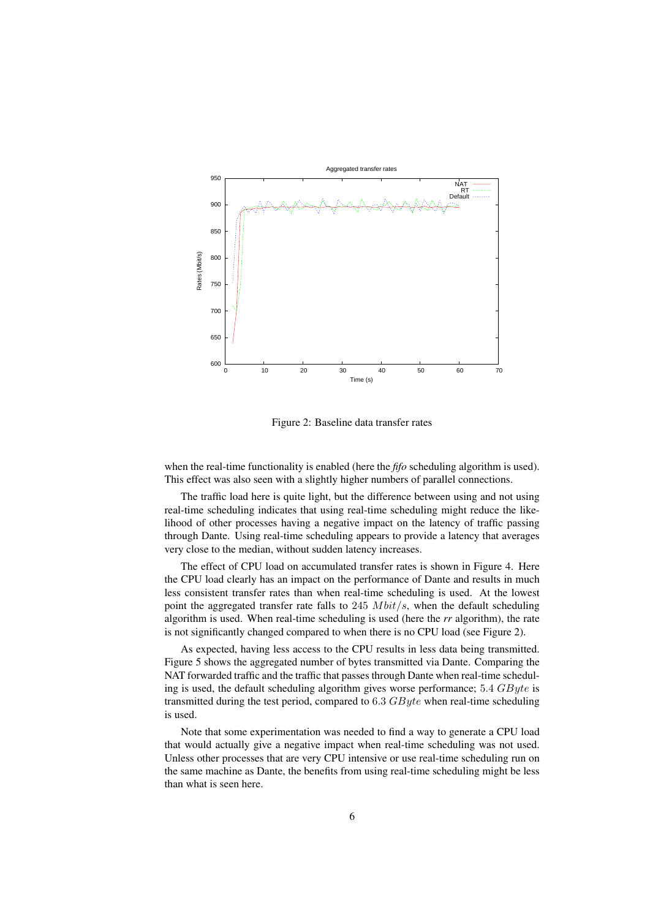Figure 2: Baseline data transfer rates

when the real-time functionality is enabled (here the *fifo* scheduling algorithm is used). This effect was also seen with a slightly higher numbers of parallel connections.

The traffic load here is quite light, but the difference between using and not using real-time scheduling indicates that using real-time scheduling might reduce the likelihood of other processes having a negative impact on the latency of traffic passing through Dante. Using real-time scheduling appears to provide a latency that averages very close to the median, without sudden latency increases.

The effect of CPU load on accumulated transfer rates is shown in Figure 4. Here the CPU load clearly has an impact on the performance of Dante and results in much less consistent transfer rates than when real-time scheduling is used. At the lowest point the aggregated transfer rate falls to $245\ Mbit/s$, when the default scheduling algorithm is used. When real-time scheduling is used (here the *rr* algorithm), the rate is not significantly changed compared to when there is no CPU load (see Figure 2).

As expected, having less access to the CPU results in less data being transmitted. Figure 5 shows the aggregated number of bytes transmitted via Dante. Comparing the NAT forwarded traffic and the traffic that passes through Dante when real-time scheduling is used, the default scheduling algorithm gives worse performance; $5.4\ GByte$ is transmitted during the test period, compared to $6.3\ GByte$ when real-time scheduling is used.

Note that some experimentation was needed to find a way to generate a CPU load that would actually give a negative impact when real-time scheduling was not used. Unless other processes that are very CPU intensive or use real-time scheduling run on the same machine as Dante, the benefits from using real-time scheduling might be less than what is seen here.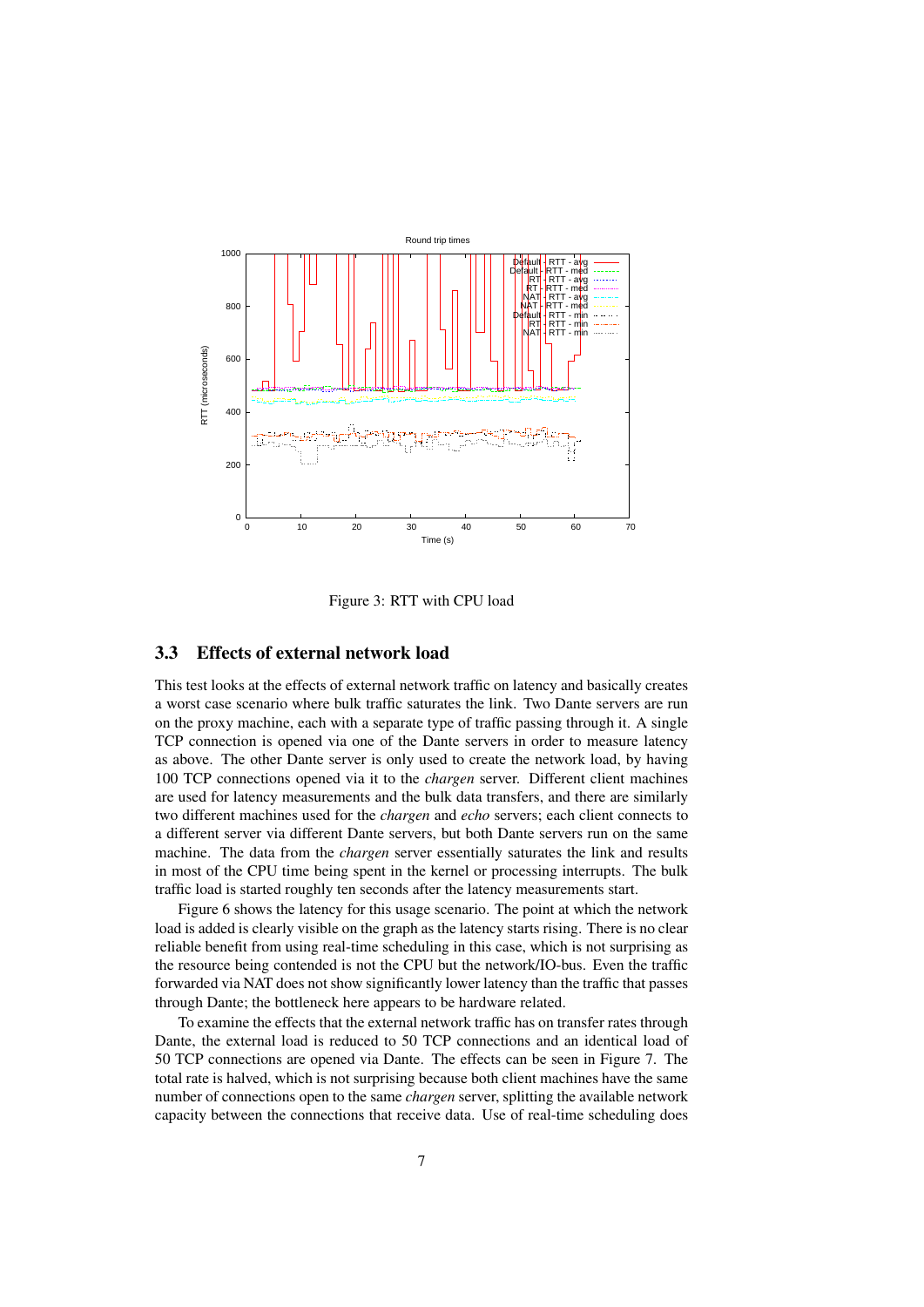Figure 3: RTT with CPU load

### 3.3 Effects of external network load

This test looks at the effects of external network traffic on latency and basically creates a worst case scenario where bulk traffic saturates the link. Two Dante servers are run on the proxy machine, each with a separate type of traffic passing through it. A single TCP connection is opened via one of the Dante servers in order to measure latency as above. The other Dante server is only used to create the network load, by having 100 TCP connections opened via it to the *chargen* server. Different client machines are used for latency measurements and the bulk data transfers, and there are similarly two different machines used for the *chargen* and *echo* servers; each client connects to a different server via different Dante servers, but both Dante servers run on the same machine. The data from the *chargen* server essentially saturates the link and results in most of the CPU time being spent in the kernel or processing interrupts. The bulk traffic load is started roughly ten seconds after the latency measurements start.

Figure 6 shows the latency for this usage scenario. The point at which the network load is added is clearly visible on the graph as the latency starts rising. There is no clear reliable benefit from using real-time scheduling in this case, which is not surprising as the resource being contended is not the CPU but the network/IO-bus. Even the traffic forwarded via NAT does not show significantly lower latency than the traffic that passes through Dante; the bottleneck here appears to be hardware related.

To examine the effects that the external network traffic has on transfer rates through Dante, the external load is reduced to 50 TCP connections and an identical load of 50 TCP connections are opened via Dante. The effects can be seen in Figure 7. The total rate is halved, which is not surprising because both client machines have the same number of connections open to the same *chargen* server, splitting the available network capacity between the connections that receive data. Use of real-time scheduling does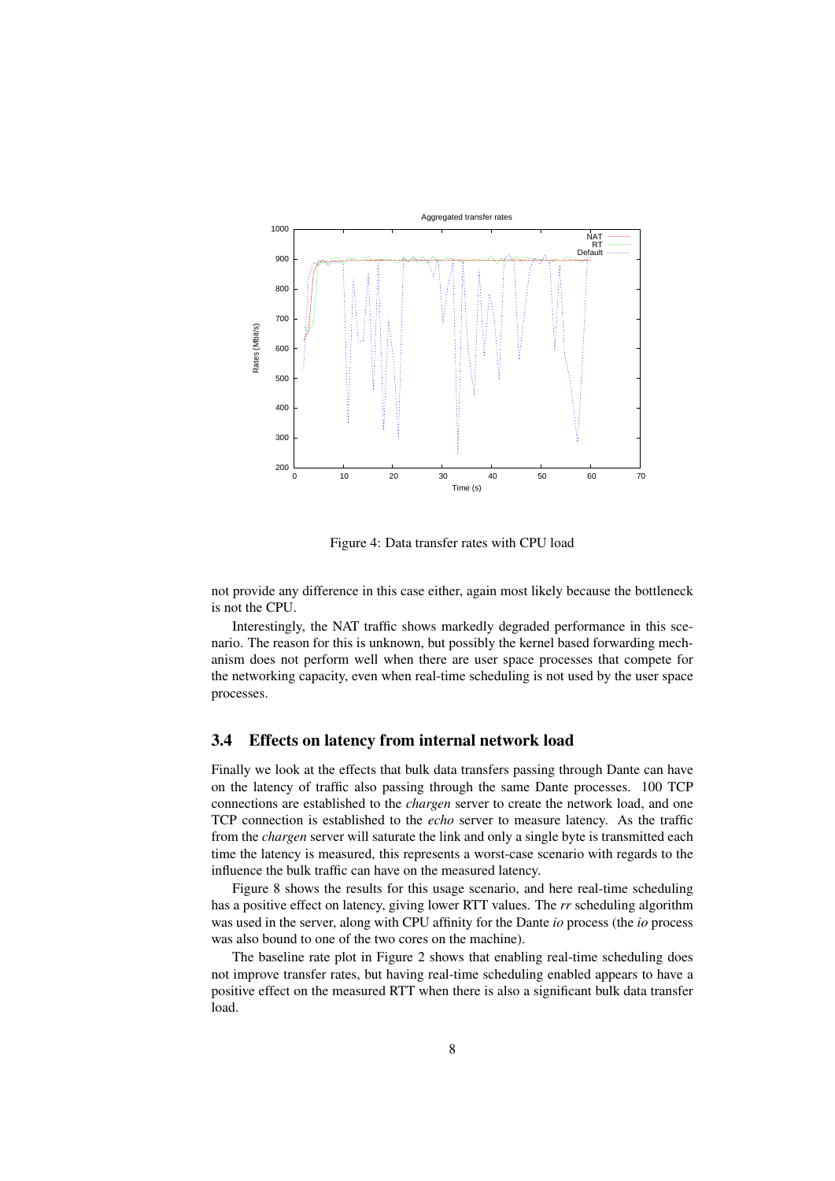Figure 4: Data transfer rates with CPU load

not provide any difference in this case either, again most likely because the bottleneck is not the CPU.

Interestingly, the NAT traffic shows markedly degraded performance in this scenario. The reason for this is unknown, but possibly the kernel based forwarding mechanism does not perform well when there are user space processes that compete for the networking capacity, even when real-time scheduling is not used by the user space processes.

### 3.4 Effects on latency from internal network load

Finally we look at the effects that bulk data transfers passing through Dante can have on the latency of traffic also passing through the same Dante processes. 100 TCP connections are established to the *chargen* server to create the network load, and one TCP connection is established to the *echo* server to measure latency. As the traffic from the *chargen* server will saturate the link and only a single byte is transmitted each time the latency is measured, this represents a worst-case scenario with regards to the influence the bulk traffic can have on the measured latency.

Figure 8 shows the results for this usage scenario, and here real-time scheduling has a positive effect on latency, giving lower RTT values. The *rr* scheduling algorithm was used in the server, along with CPU affinity for the Dante *io* process (the *io* process was also bound to one of the two cores on the machine).

The baseline rate plot in Figure 2 shows that enabling real-time scheduling does not improve transfer rates, but having real-time scheduling enabled appears to have a positive effect on the measured RTT when there is also a significant bulk data transfer load.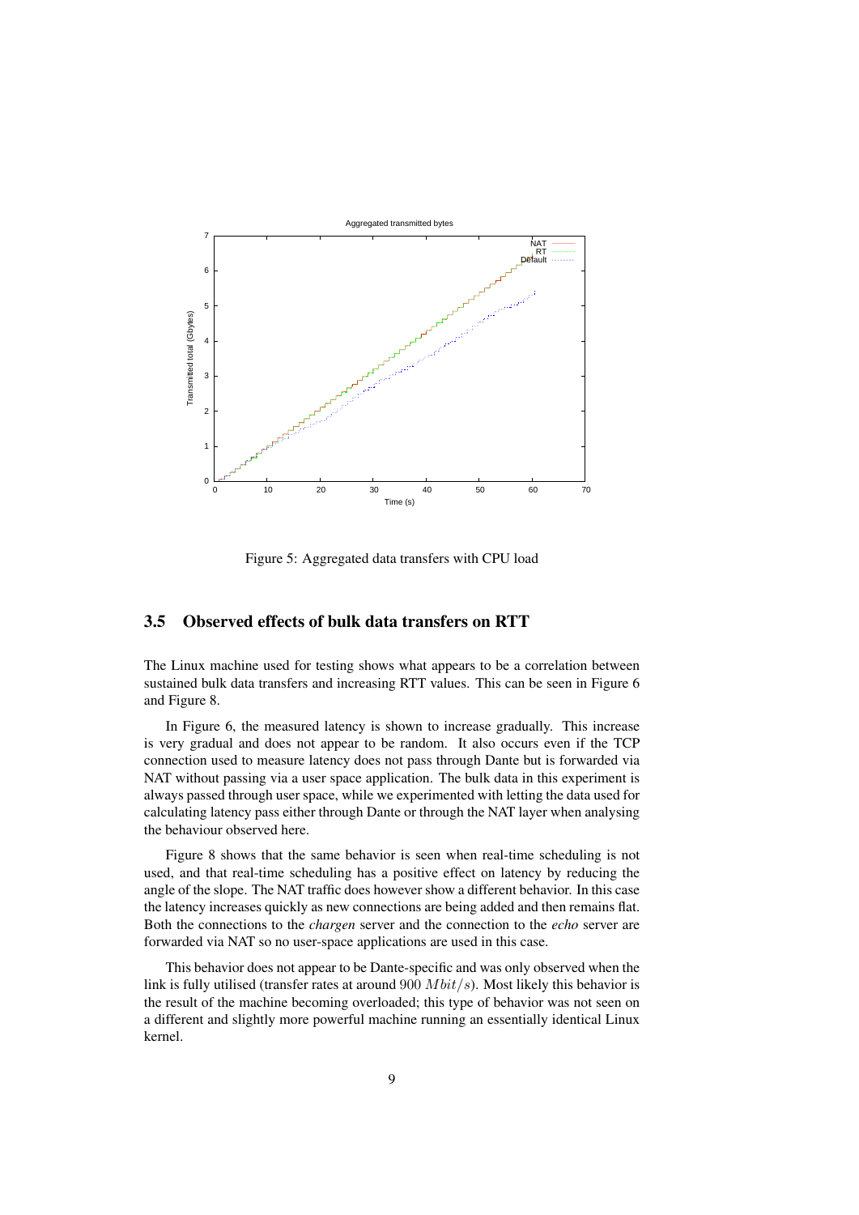Figure 5: Aggregated data transfers with CPU load

## 3.5 Observed effects of bulk data transfers on RTT

The Linux machine used for testing shows what appears to be a correlation between sustained bulk data transfers and increasing RTT values. This can be seen in Figure 6 and Figure 8.

In Figure 6, the measured latency is shown to increase gradually. This increase is very gradual and does not appear to be random. It also occurs even if the TCP connection used to measure latency does not pass through Dante but is forwarded via NAT without passing via a user space application. The bulk data in this experiment is always passed through user space, while we experimented with letting the data used for calculating latency pass either through Dante or through the NAT layer when analysing the behaviour observed here.

Figure 8 shows that the same behavior is seen when real-time scheduling is not used, and that real-time scheduling has a positive effect on latency by reducing the angle of the slope. The NAT traffic does however show a different behavior. In this case the latency increases quickly as new connections are being added and then remains flat. Both the connections to the *chargen* server and the connection to the *echo* server are forwarded via NAT so no user-space applications are used in this case.

This behavior does not appear to be Dante-specific and was only observed when the link is fully utilised (transfer rates at around 900 $Mbit/s$). Most likely this behavior is the result of the machine becoming overloaded; this type of behavior was not seen on a different and slightly more powerful machine running an essentially identical Linux kernel.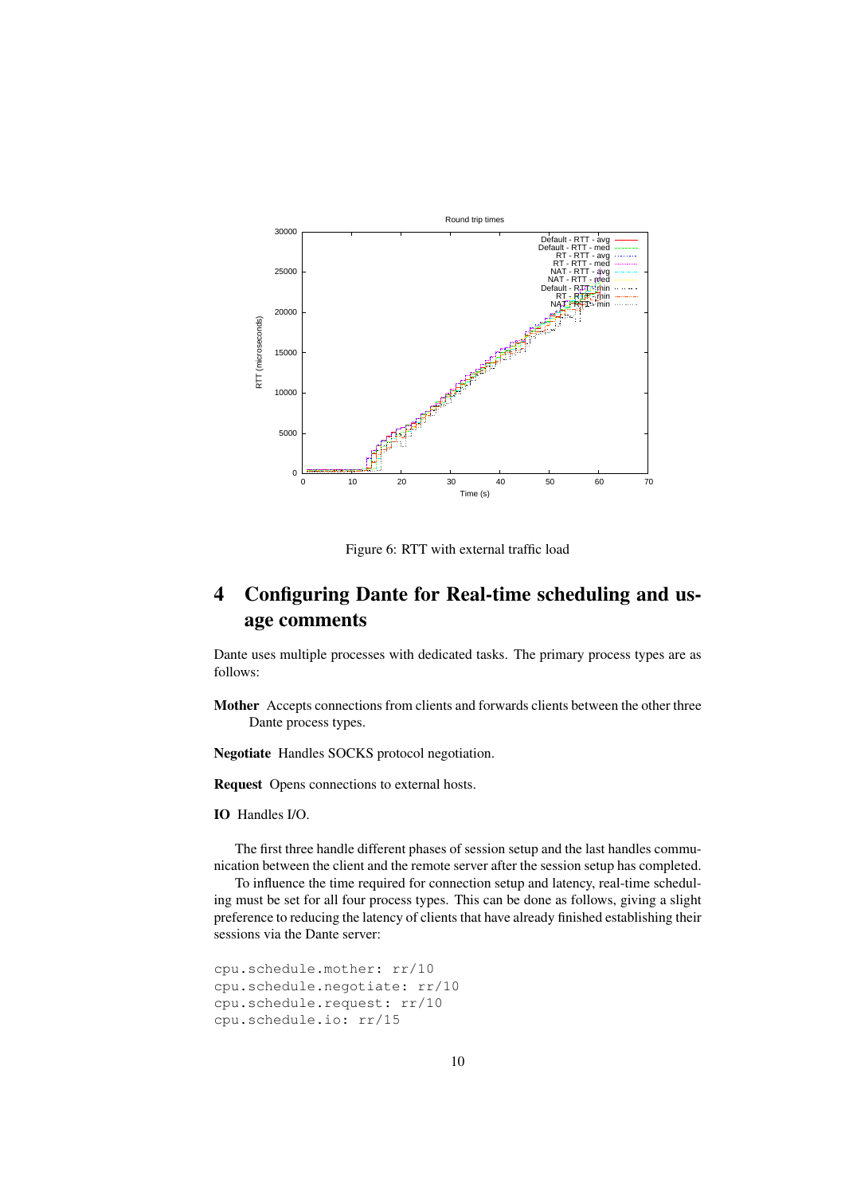Figure 6: RTT with external traffic load

# 4 Configuring Dante for Real-time scheduling and usage comments

Dante uses multiple processes with dedicated tasks. The primary process types are as follows:

**Mother** Accepts connections from clients and forwards clients between the other three Dante process types.

**Negotiate** Handles SOCKS protocol negotiation.

**Request** Opens connections to external hosts.

**IO** Handles I/O.

The first three handle different phases of session setup and the last handles communication between the client and the remote server after the session setup has completed.

To influence the time required for connection setup and latency, real-time scheduling must be set for all four process types. This can be done as follows, giving a slight preference to reducing the latency of clients that have already finished establishing their sessions via the Dante server:

```
cpu.schedule.mother: rr/10
cpu.schedule.negotiate: rr/10
cpu.schedule.request: rr/10
cpu.schedule.io: rr/15
```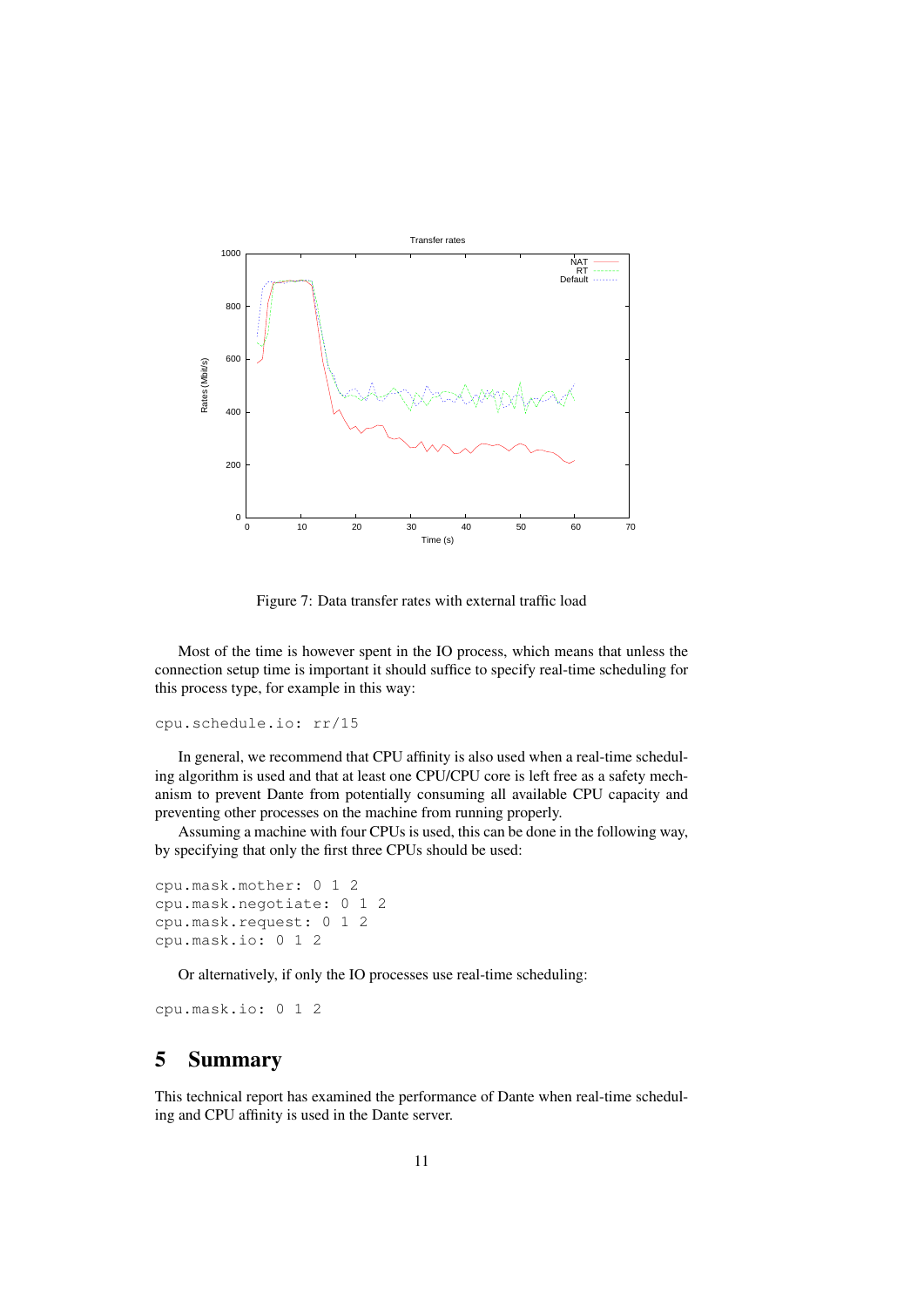Figure 7: Data transfer rates with external traffic load

Most of the time is however spent in the IO process, which means that unless the connection setup time is important it should suffice to specify real-time scheduling for this process type, for example in this way:

```
cpu.schedule.io: rr/15
```

In general, we recommend that CPU affinity is also used when a real-time scheduling algorithm is used and that at least one CPU/CPU core is left free as a safety mechanism to prevent Dante from potentially consuming all available CPU capacity and preventing other processes on the machine from running properly.

Assuming a machine with four CPUs is used, this can be done in the following way, by specifying that only the first three CPUs should be used:

```
cpu.mask.mother: 0 1 2
cpu.mask.negotiate: 0 1 2
cpu.mask.request: 0 1 2
cpu.mask.io: 0 1 2
```

Or alternatively, if only the IO processes use real-time scheduling:

```
cpu.mask.io: 0 1 2
```

# 5 Summary

This technical report has examined the performance of Dante when real-time scheduling and CPU affinity is used in the Dante server.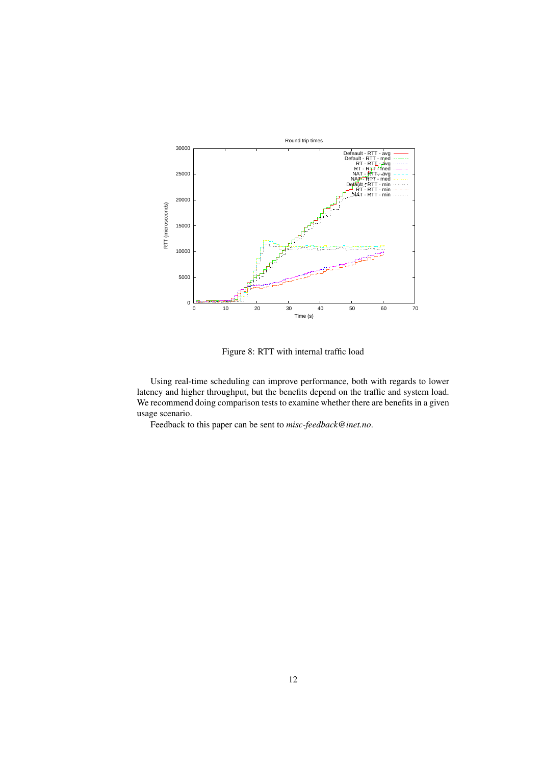Round trip times

RTT (microseconds)

Time (s)

30000
25000
20000
15000
10000
5000
0

0
10
20
30
40
50
60
70

Defeault - RTT - avg
Default - RTT - med
RT - RTT - avg
RT - RTT - med
NAT - RTT - avg
NAT - RTT - med
Default - RTT - min
RT - RTT - min
NAT - RTT - min

Figure 8: RTT with internal traffic load

Using real-time scheduling can improve performance, both with regards to lower latency and higher throughput, but the benefits depend on the traffic and system load. We recommend doing comparison tests to examine whether there are benefits in a given usage scenario.

Feedback to this paper can be sent to *misc-feedback@inet.no*.